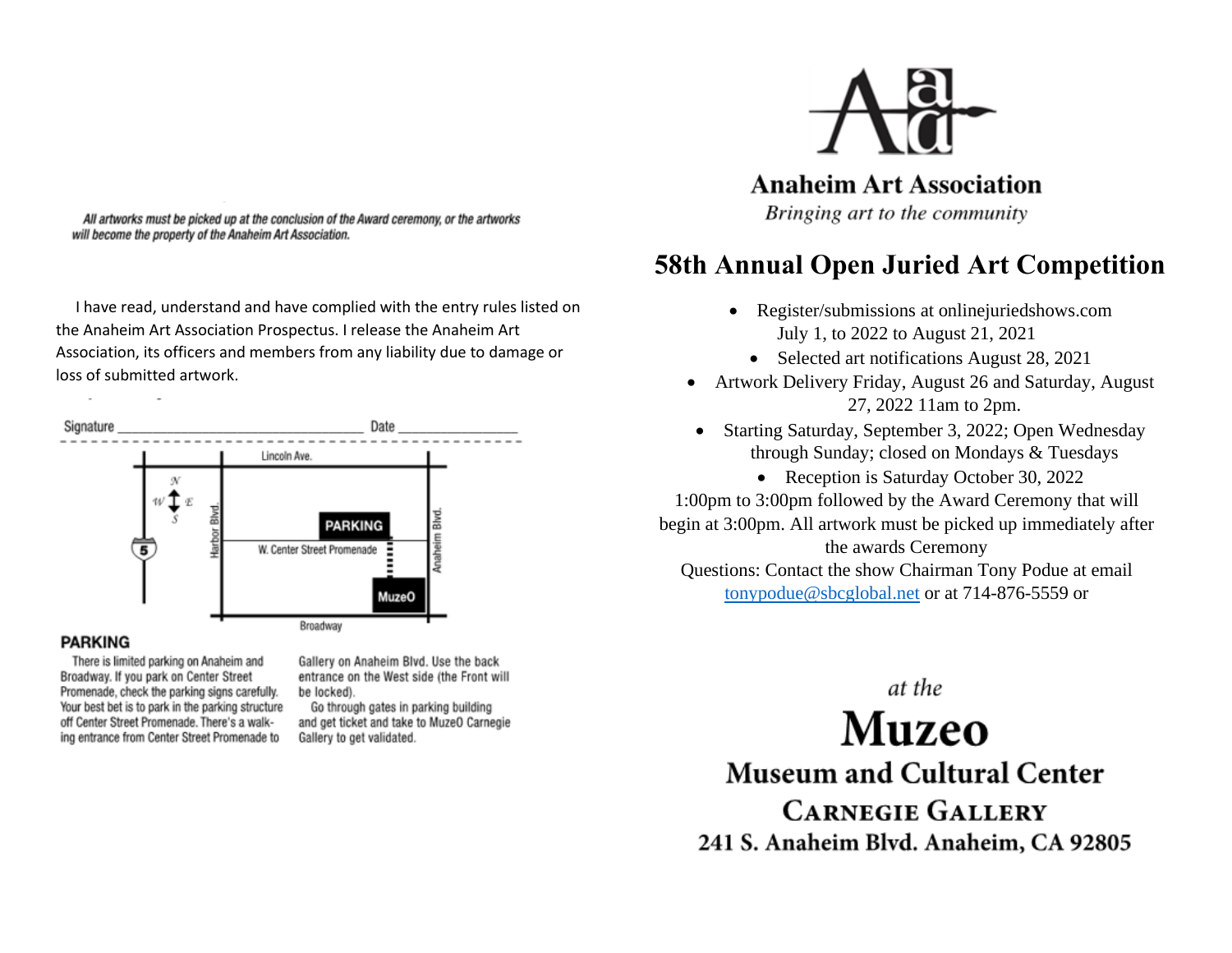*All artworks must be picked up at the conclusion of the Award ceremony, or the artworks will become the property of the Anaheim Art Association.*

I have read, understand and have complied with the entry rules listed on the Anaheim Art Association Prospectus. I release the Anaheim Art Association, its officers and members from any liability due to damage or loss of submitted artwork.

Signature ______________________________ Date _______________

Lincoln Ave.

N W E S

5

Harbor Blvd.

PARKING

W. Center Street Promenade

Anaheim Blvd.

MuzeO

Broadway

## PARKING

There is limited parking on Anaheim and Broadway. If you park on Center Street Promenade, check the parking signs carefully. Your best bet is to park in the parking structure off Center Street Promenade. There's a walking entrance from Center Street Promenade to Gallery on Anaheim Blvd. Use the back entrance on the West side (the Front will be locked).

Go through gates in parking building and get ticket and take to MuzeO Carnegie Gallery to get validated.

**Anaheim Art Association**

*Bringing art to the community*

# 58th Annual Open Juried Art Competition

- Register/submissions at onlinejuriedshows.com July 1, to 2022 to August 21, 2021
- Selected art notifications August 28, 2021
- Artwork Delivery Friday, August 26 and Saturday, August 27, 2022 11am to 2pm.
- Starting Saturday, September 3, 2022; Open Wednesday through Sunday; closed on Mondays & Tuesdays
- Reception is Saturday October 30, 2022

1:00pm to 3:00pm followed by the Award Ceremony that will begin at 3:00pm. All artwork must be picked up immediately after the awards Ceremony

Questions: Contact the show Chairman Tony Podue at email tonypodue@sbcglobal.net or at 714-876-5559 or

*at the*

# Muzeo

## Museum and Cultural Center

### CARNEGIE GALLERY

**241 S. Anaheim Blvd. Anaheim, CA 92805**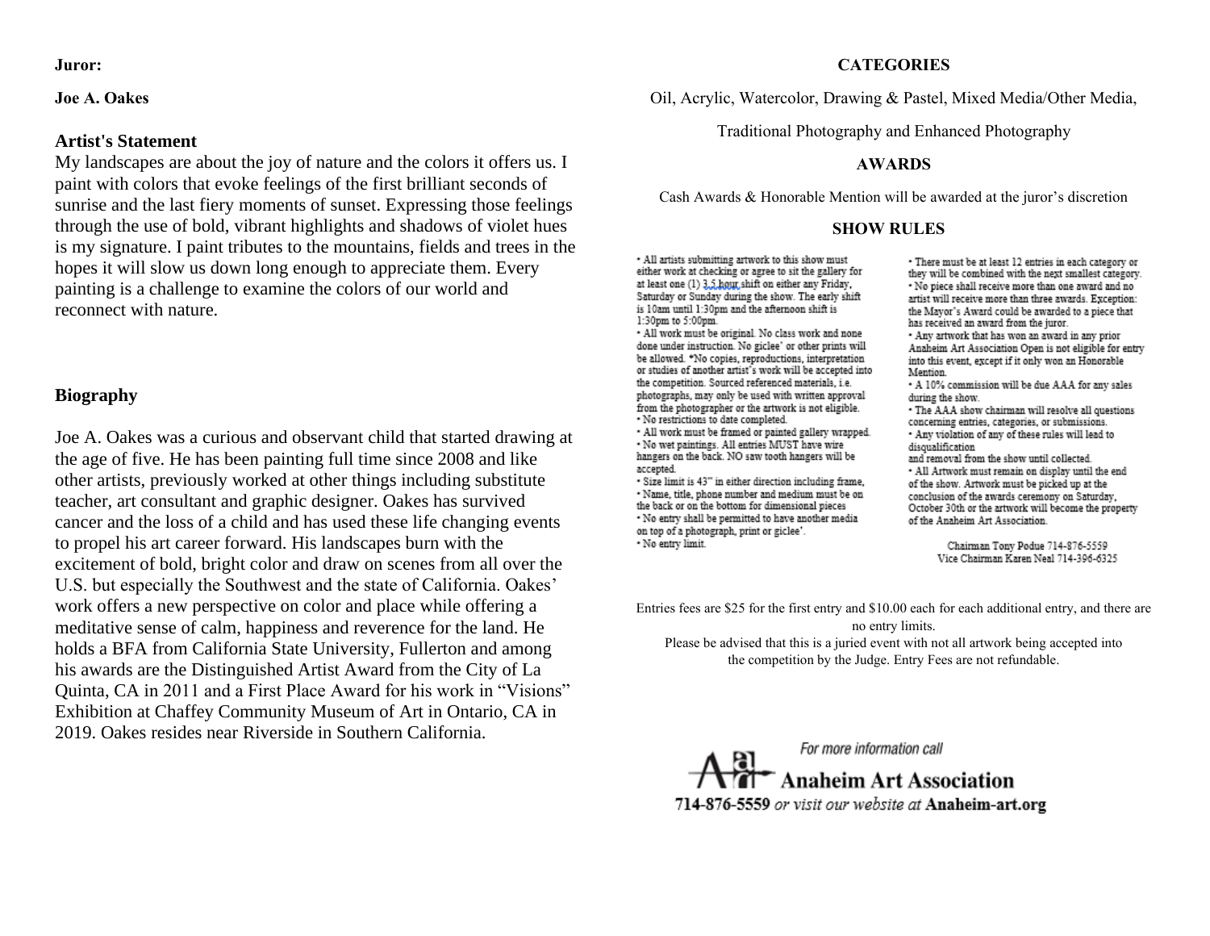**Juror:**

**Joe A. Oakes**

### Artist's Statement

My landscapes are about the joy of nature and the colors it offers us. I paint with colors that evoke feelings of the first brilliant seconds of sunrise and the last fiery moments of sunset. Expressing those feelings through the use of bold, vibrant highlights and shadows of violet hues is my signature. I paint tributes to the mountains, fields and trees in the hopes it will slow us down long enough to appreciate them. Every painting is a challenge to examine the colors of our world and reconnect with nature.

### Biography

Joe A. Oakes was a curious and observant child that started drawing at the age of five. He has been painting full time since 2008 and like other artists, previously worked at other things including substitute teacher, art consultant and graphic designer. Oakes has survived cancer and the loss of a child and has used these life changing events to propel his art career forward. His landscapes burn with the excitement of bold, bright color and draw on scenes from all over the U.S. but especially the Southwest and the state of California. Oakes' work offers a new perspective on color and place while offering a meditative sense of calm, happiness and reverence for the land. He holds a BFA from California State University, Fullerton and among his awards are the Distinguished Artist Award from the City of La Quinta, CA in 2011 and a First Place Award for his work in "Visions" Exhibition at Chaffey Community Museum of Art in Ontario, CA in 2019. Oakes resides near Riverside in Southern California.

## CATEGORIES

Oil, Acrylic, Watercolor, Drawing & Pastel, Mixed Media/Other Media,

Traditional Photography and Enhanced Photography

## AWARDS

Cash Awards & Honorable Mention will be awarded at the juror's discretion

## SHOW RULES

- All artists submitting artwork to this show must either work at checking or agree to sit the gallery for at least one (1) 3.5 hour shift on either any Friday, Saturday or Sunday during the show. The early shift is 10am until 1:30pm and the afternoon shift is 1:30pm to 5:00pm.
- All work must be original. No class work and none done under instruction. No giclee' or other prints will be allowed. *No copies, reproductions, interpretation or studies of another artist's work will be accepted into the competition. Sourced referenced materials, i.e. photographs, may only be used with written approval from the photographer or the artwork is not eligible.
- No restrictions to date completed.
- All work must be framed or painted gallery wrapped.
- No wet paintings. All entries MUST have wire hangers on the back. NO saw tooth hangers will be accepted.
- Size limit is 43" in either direction including frame,
- Name, title, phone number and medium must be on the back or on the bottom for dimensional pieces
- No entry shall be permitted to have another media on top of a photograph, print or giclee'.
- No entry limit.
- There must be at least 12 entries in each category or they will be combined with the next smallest category.
- No piece shall receive more than one award and no artist will receive more than three awards. Exception: the Mayor's Award could be awarded to a piece that has received an award from the juror.
- Any artwork that has won an award in any prior Anaheim Art Association Open is not eligible for entry into this event, except if it only won an Honorable Mention.
- A 10% commission will be due AAA for any sales during the show.
- The AAA show chairman will resolve all questions concerning entries, categories, or submissions.
- Any violation of any of these rules will lead to disqualification and removal from the show until collected.
- All Artwork must remain on display until the end of the show. Artwork must be picked up at the conclusion of the awards ceremony on Saturday, October 30th or the artwork will become the property of the Anaheim Art Association.

Chairman Tony Podue 714-876-5559
Vice Chairman Karen Neal 714-396-6325

Entries fees are $25 for the first entry and $10.00 each for each additional entry, and there are no entry limits.
Please be advised that this is a juried event with not all artwork being accepted into the competition by the Judge. Entry Fees are not refundable.

*For more information call*

**Anaheim Art Association**

**714-876-5559** *or visit our website at* **Anaheim-art.org**